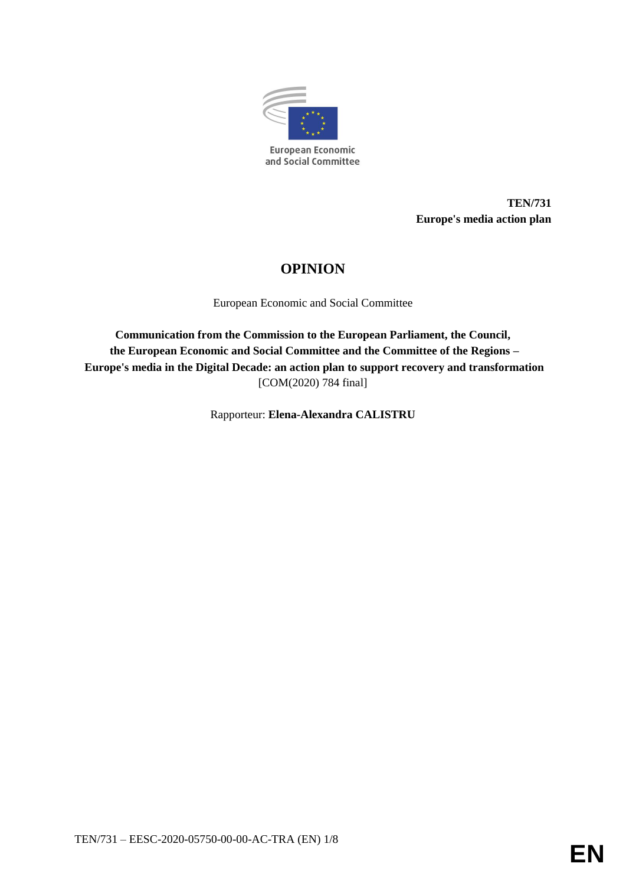European Economic and Social Committee

**TEN/731**
**Europe's media action plan**

# OPINION

European Economic and Social Committee

**Communication from the Commission to the European Parliament, the Council, the European Economic and Social Committee and the Committee of the Regions – Europe's media in the Digital Decade: an action plan to support recovery and transformation**
[COM(2020) 784 final]

Rapporteur: **Elena-Alexandra CALISTRU**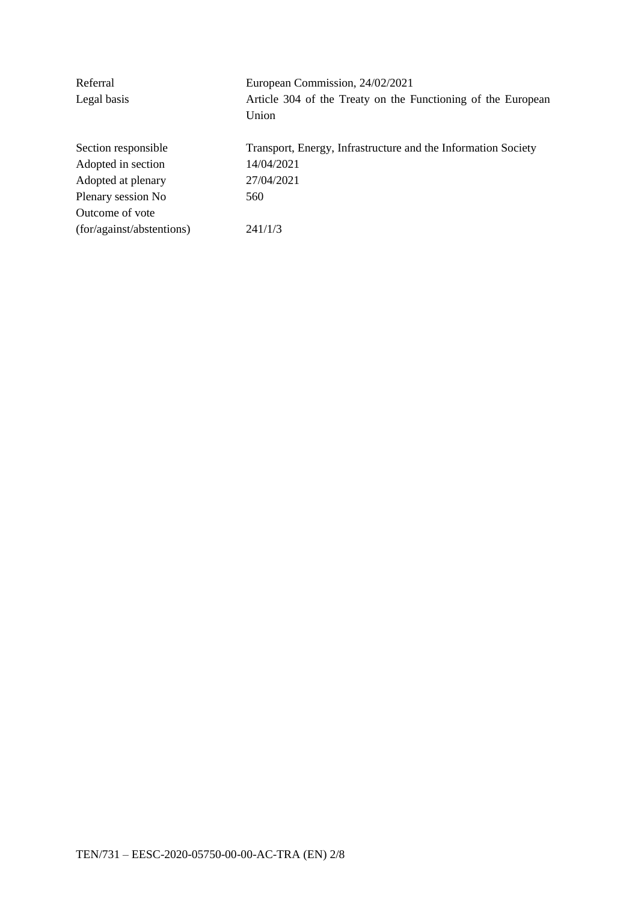| | |
|---|---|
| Referral | European Commission, 24/02/2021 |
| Legal basis | Article 304 of the Treaty on the Functioning of the European Union |
| | |
| Section responsible | Transport, Energy, Infrastructure and the Information Society |
| Adopted in section | 14/04/2021 |
| Adopted at plenary | 27/04/2021 |
| Plenary session No | 560 |
| Outcome of vote (for/against/abstentions) | 241/1/3 |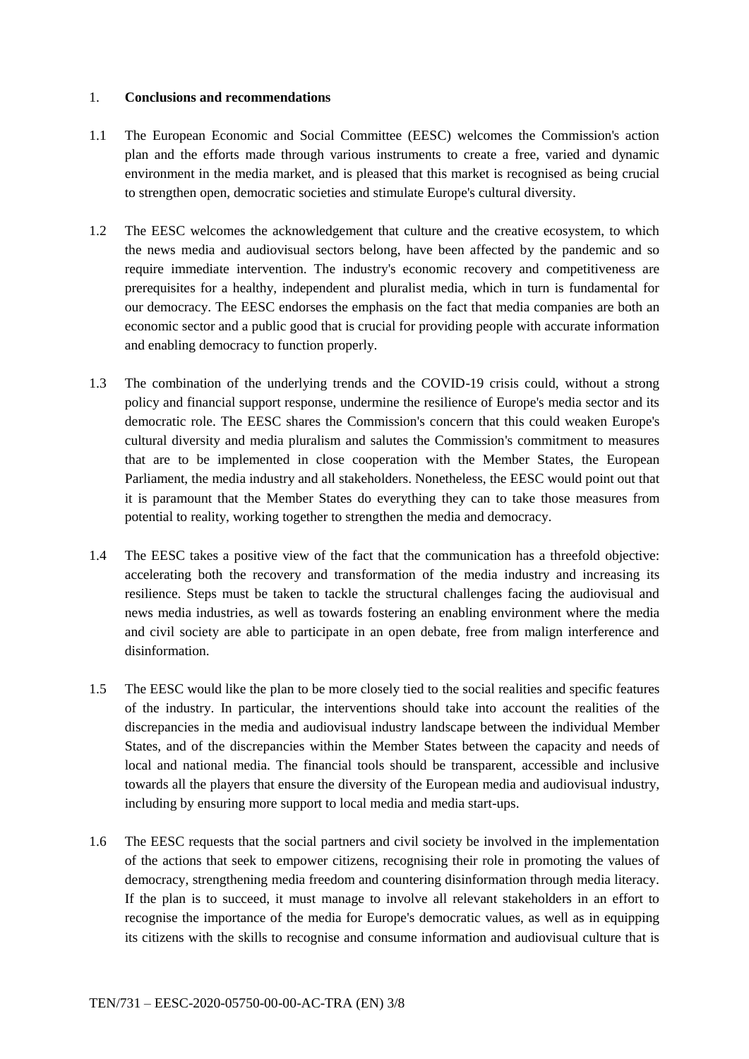## 1. **Conclusions and recommendations**

1.1 The European Economic and Social Committee (EESC) welcomes the Commission's action plan and the efforts made through various instruments to create a free, varied and dynamic environment in the media market, and is pleased that this market is recognised as being crucial to strengthen open, democratic societies and stimulate Europe's cultural diversity.

1.2 The EESC welcomes the acknowledgement that culture and the creative ecosystem, to which the news media and audiovisual sectors belong, have been affected by the pandemic and so require immediate intervention. The industry's economic recovery and competitiveness are prerequisites for a healthy, independent and pluralist media, which in turn is fundamental for our democracy. The EESC endorses the emphasis on the fact that media companies are both an economic sector and a public good that is crucial for providing people with accurate information and enabling democracy to function properly.

1.3 The combination of the underlying trends and the COVID-19 crisis could, without a strong policy and financial support response, undermine the resilience of Europe's media sector and its democratic role. The EESC shares the Commission's concern that this could weaken Europe's cultural diversity and media pluralism and salutes the Commission's commitment to measures that are to be implemented in close cooperation with the Member States, the European Parliament, the media industry and all stakeholders. Nonetheless, the EESC would point out that it is paramount that the Member States do everything they can to take those measures from potential to reality, working together to strengthen the media and democracy.

1.4 The EESC takes a positive view of the fact that the communication has a threefold objective: accelerating both the recovery and transformation of the media industry and increasing its resilience. Steps must be taken to tackle the structural challenges facing the audiovisual and news media industries, as well as towards fostering an enabling environment where the media and civil society are able to participate in an open debate, free from malign interference and disinformation.

1.5 The EESC would like the plan to be more closely tied to the social realities and specific features of the industry. In particular, the interventions should take into account the realities of the discrepancies in the media and audiovisual industry landscape between the individual Member States, and of the discrepancies within the Member States between the capacity and needs of local and national media. The financial tools should be transparent, accessible and inclusive towards all the players that ensure the diversity of the European media and audiovisual industry, including by ensuring more support to local media and media start-ups.

1.6 The EESC requests that the social partners and civil society be involved in the implementation of the actions that seek to empower citizens, recognising their role in promoting the values of democracy, strengthening media freedom and countering disinformation through media literacy. If the plan is to succeed, it must manage to involve all relevant stakeholders in an effort to recognise the importance of the media for Europe's democratic values, as well as in equipping its citizens with the skills to recognise and consume information and audiovisual culture that is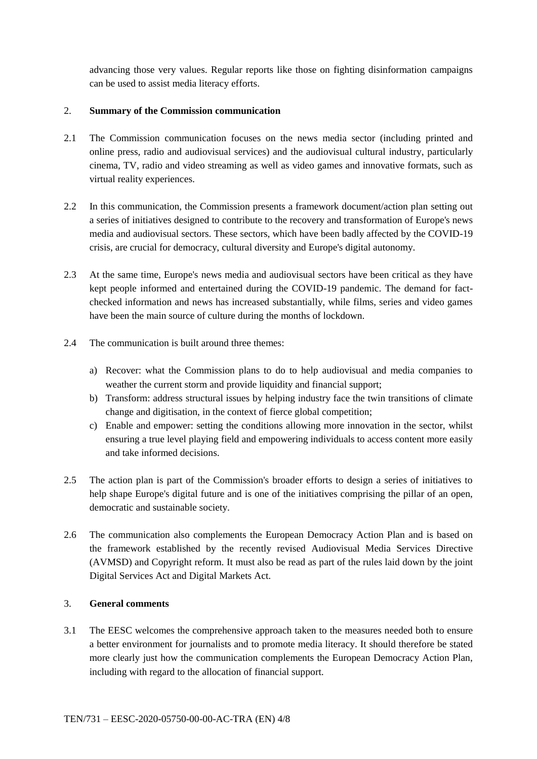advancing those very values. Regular reports like those on fighting disinformation campaigns can be used to assist media literacy efforts.

## 2. Summary of the Commission communication

2.1 The Commission communication focuses on the news media sector (including printed and online press, radio and audiovisual services) and the audiovisual cultural industry, particularly cinema, TV, radio and video streaming as well as video games and innovative formats, such as virtual reality experiences.

2.2 In this communication, the Commission presents a framework document/action plan setting out a series of initiatives designed to contribute to the recovery and transformation of Europe's news media and audiovisual sectors. These sectors, which have been badly affected by the COVID-19 crisis, are crucial for democracy, cultural diversity and Europe's digital autonomy.

2.3 At the same time, Europe's news media and audiovisual sectors have been critical as they have kept people informed and entertained during the COVID-19 pandemic. The demand for fact-checked information and news has increased substantially, while films, series and video games have been the main source of culture during the months of lockdown.

2.4 The communication is built around three themes:

a) Recover: what the Commission plans to do to help audiovisual and media companies to weather the current storm and provide liquidity and financial support;
b) Transform: address structural issues by helping industry face the twin transitions of climate change and digitisation, in the context of fierce global competition;
c) Enable and empower: setting the conditions allowing more innovation in the sector, whilst ensuring a true level playing field and empowering individuals to access content more easily and take informed decisions.

2.5 The action plan is part of the Commission's broader efforts to design a series of initiatives to help shape Europe's digital future and is one of the initiatives comprising the pillar of an open, democratic and sustainable society.

2.6 The communication also complements the European Democracy Action Plan and is based on the framework established by the recently revised Audiovisual Media Services Directive (AVMSD) and Copyright reform. It must also be read as part of the rules laid down by the joint Digital Services Act and Digital Markets Act.

## 3. General comments

3.1 The EESC welcomes the comprehensive approach taken to the measures needed both to ensure a better environment for journalists and to promote media literacy. It should therefore be stated more clearly just how the communication complements the European Democracy Action Plan, including with regard to the allocation of financial support.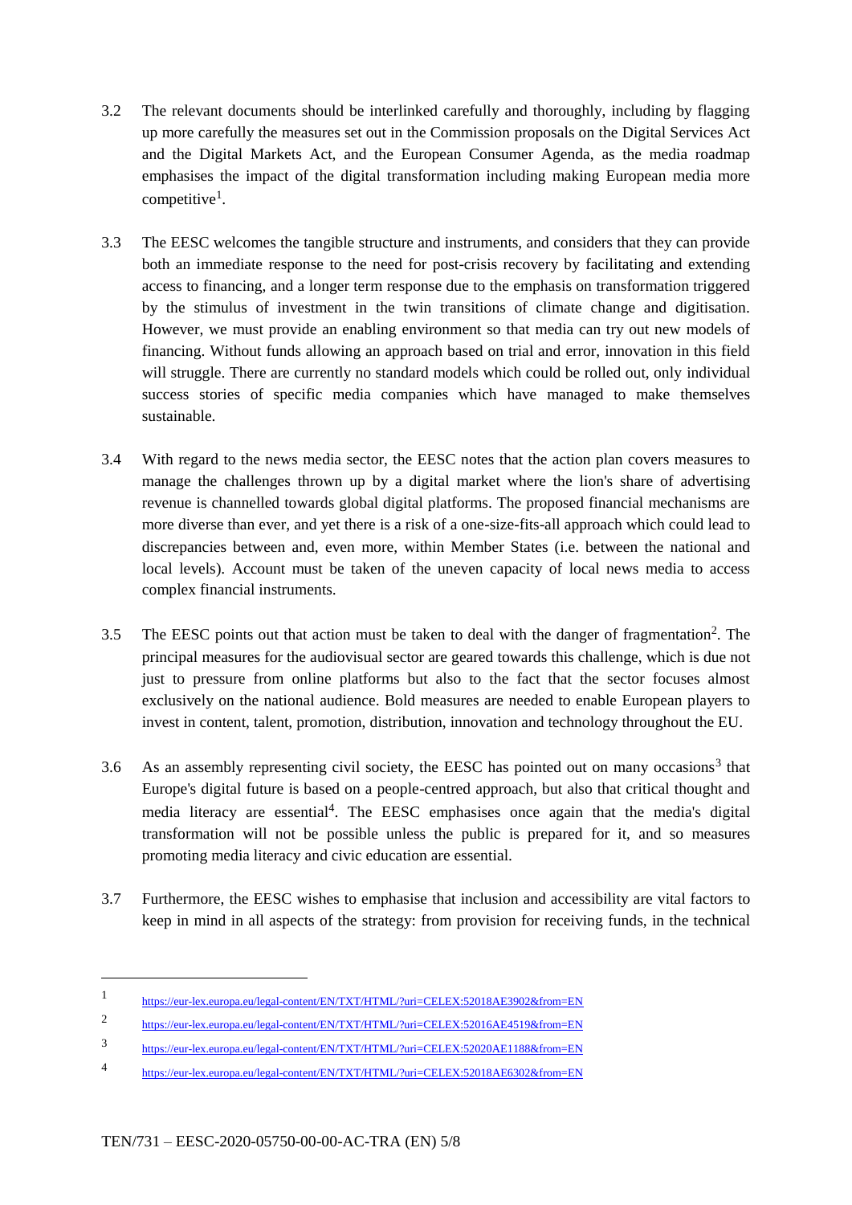3.2 The relevant documents should be interlinked carefully and thoroughly, including by flagging up more carefully the measures set out in the Commission proposals on the Digital Services Act and the Digital Markets Act, and the European Consumer Agenda, as the media roadmap emphasises the impact of the digital transformation including making European media more competitive[1].

3.3 The EESC welcomes the tangible structure and instruments, and considers that they can provide both an immediate response to the need for post-crisis recovery by facilitating and extending access to financing, and a longer term response due to the emphasis on transformation triggered by the stimulus of investment in the twin transitions of climate change and digitisation. However, we must provide an enabling environment so that media can try out new models of financing. Without funds allowing an approach based on trial and error, innovation in this field will struggle. There are currently no standard models which could be rolled out, only individual success stories of specific media companies which have managed to make themselves sustainable.

3.4 With regard to the news media sector, the EESC notes that the action plan covers measures to manage the challenges thrown up by a digital market where the lion's share of advertising revenue is channelled towards global digital platforms. The proposed financial mechanisms are more diverse than ever, and yet there is a risk of a one-size-fits-all approach which could lead to discrepancies between and, even more, within Member States (i.e. between the national and local levels). Account must be taken of the uneven capacity of local news media to access complex financial instruments.

3.5 The EESC points out that action must be taken to deal with the danger of fragmentation[2]. The principal measures for the audiovisual sector are geared towards this challenge, which is due not just to pressure from online platforms but also to the fact that the sector focuses almost exclusively on the national audience. Bold measures are needed to enable European players to invest in content, talent, promotion, distribution, innovation and technology throughout the EU.

3.6 As an assembly representing civil society, the EESC has pointed out on many occasions[3] that Europe's digital future is based on a people-centred approach, but also that critical thought and media literacy are essential[4]. The EESC emphasises once again that the media's digital transformation will not be possible unless the public is prepared for it, and so measures promoting media literacy and civic education are essential.

3.7 Furthermore, the EESC wishes to emphasise that inclusion and accessibility are vital factors to keep in mind in all aspects of the strategy: from provision for receiving funds, in the technical

---

[1] https://eur-lex.europa.eu/legal-content/EN/TXT/HTML/?uri=CELEX:52018AE3902&from=EN

[2] https://eur-lex.europa.eu/legal-content/EN/TXT/HTML/?uri=CELEX:52016AE4519&from=EN

[3] https://eur-lex.europa.eu/legal-content/EN/TXT/HTML/?uri=CELEX:52020AE1188&from=EN

[4] https://eur-lex.europa.eu/legal-content/EN/TXT/HTML/?uri=CELEX:52018AE6302&from=EN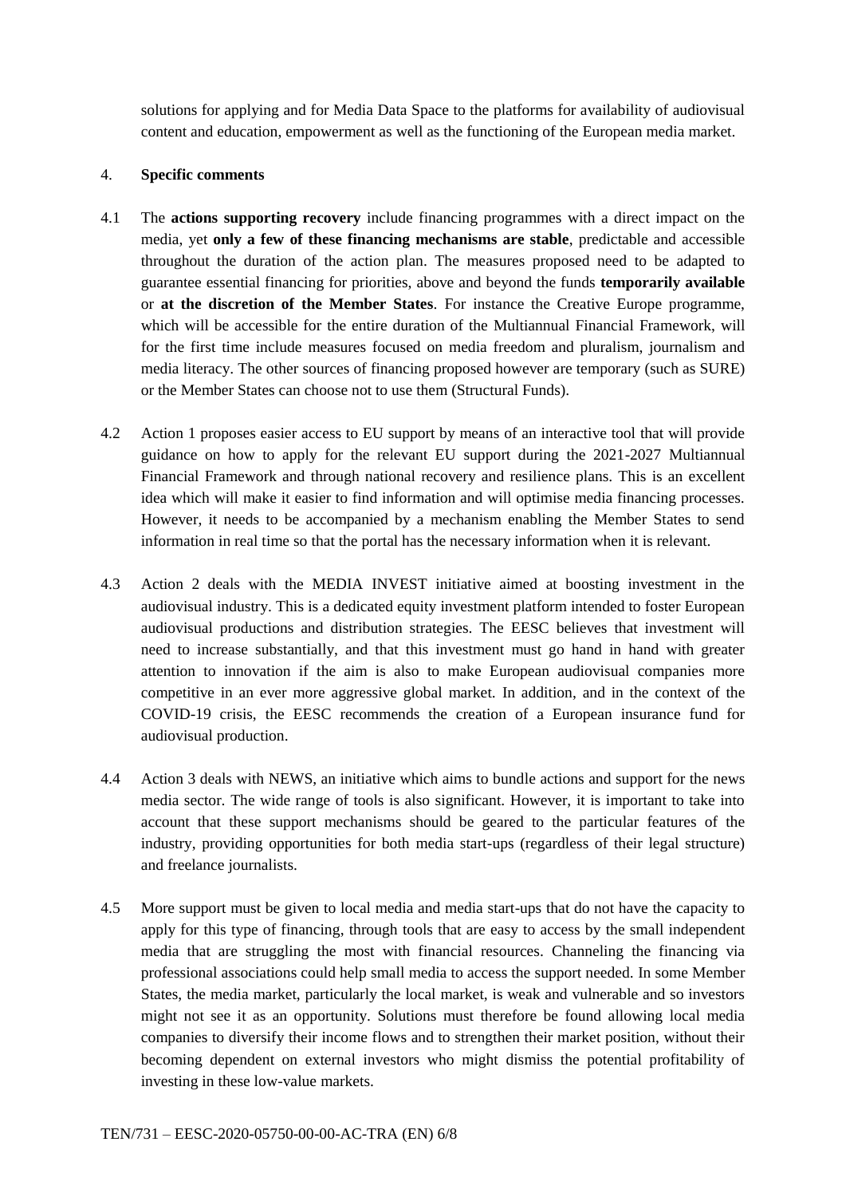solutions for applying and for Media Data Space to the platforms for availability of audiovisual content and education, empowerment as well as the functioning of the European media market.

## 4. Specific comments

4.1 The **actions supporting recovery** include financing programmes with a direct impact on the media, yet **only a few of these financing mechanisms are stable**, predictable and accessible throughout the duration of the action plan. The measures proposed need to be adapted to guarantee essential financing for priorities, above and beyond the funds **temporarily available** or **at the discretion of the Member States**. For instance the Creative Europe programme, which will be accessible for the entire duration of the Multiannual Financial Framework, will for the first time include measures focused on media freedom and pluralism, journalism and media literacy. The other sources of financing proposed however are temporary (such as SURE) or the Member States can choose not to use them (Structural Funds).

4.2 Action 1 proposes easier access to EU support by means of an interactive tool that will provide guidance on how to apply for the relevant EU support during the 2021-2027 Multiannual Financial Framework and through national recovery and resilience plans. This is an excellent idea which will make it easier to find information and will optimise media financing processes. However, it needs to be accompanied by a mechanism enabling the Member States to send information in real time so that the portal has the necessary information when it is relevant.

4.3 Action 2 deals with the MEDIA INVEST initiative aimed at boosting investment in the audiovisual industry. This is a dedicated equity investment platform intended to foster European audiovisual productions and distribution strategies. The EESC believes that investment will need to increase substantially, and that this investment must go hand in hand with greater attention to innovation if the aim is also to make European audiovisual companies more competitive in an ever more aggressive global market. In addition, and in the context of the COVID-19 crisis, the EESC recommends the creation of a European insurance fund for audiovisual production.

4.4 Action 3 deals with NEWS, an initiative which aims to bundle actions and support for the news media sector. The wide range of tools is also significant. However, it is important to take into account that these support mechanisms should be geared to the particular features of the industry, providing opportunities for both media start-ups (regardless of their legal structure) and freelance journalists.

4.5 More support must be given to local media and media start-ups that do not have the capacity to apply for this type of financing, through tools that are easy to access by the small independent media that are struggling the most with financial resources. Channeling the financing via professional associations could help small media to access the support needed. In some Member States, the media market, particularly the local market, is weak and vulnerable and so investors might not see it as an opportunity. Solutions must therefore be found allowing local media companies to diversify their income flows and to strengthen their market position, without their becoming dependent on external investors who might dismiss the potential profitability of investing in these low-value markets.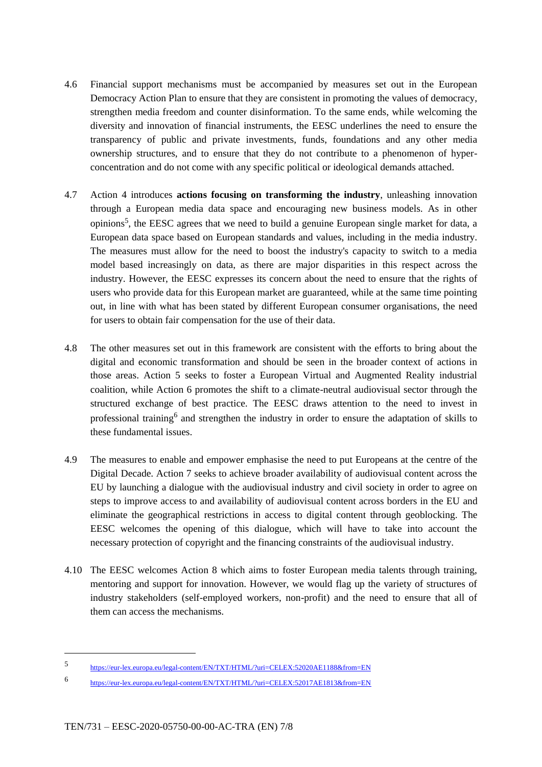4.6 Financial support mechanisms must be accompanied by measures set out in the European Democracy Action Plan to ensure that they are consistent in promoting the values of democracy, strengthen media freedom and counter disinformation. To the same ends, while welcoming the diversity and innovation of financial instruments, the EESC underlines the need to ensure the transparency of public and private investments, funds, foundations and any other media ownership structures, and to ensure that they do not contribute to a phenomenon of hyper-concentration and do not come with any specific political or ideological demands attached.

4.7 Action 4 introduces **actions focusing on transforming the industry**, unleashing innovation through a European media data space and encouraging new business models. As in other opinions[5], the EESC agrees that we need to build a genuine European single market for data, a European data space based on European standards and values, including in the media industry. The measures must allow for the need to boost the industry's capacity to switch to a media model based increasingly on data, as there are major disparities in this respect across the industry. However, the EESC expresses its concern about the need to ensure that the rights of users who provide data for this European market are guaranteed, while at the same time pointing out, in line with what has been stated by different European consumer organisations, the need for users to obtain fair compensation for the use of their data.

4.8 The other measures set out in this framework are consistent with the efforts to bring about the digital and economic transformation and should be seen in the broader context of actions in those areas. Action 5 seeks to foster a European Virtual and Augmented Reality industrial coalition, while Action 6 promotes the shift to a climate-neutral audiovisual sector through the structured exchange of best practice. The EESC draws attention to the need to invest in professional training[6] and strengthen the industry in order to ensure the adaptation of skills to these fundamental issues.

4.9 The measures to enable and empower emphasise the need to put Europeans at the centre of the Digital Decade. Action 7 seeks to achieve broader availability of audiovisual content across the EU by launching a dialogue with the audiovisual industry and civil society in order to agree on steps to improve access to and availability of audiovisual content across borders in the EU and eliminate the geographical restrictions in access to digital content through geoblocking. The EESC welcomes the opening of this dialogue, which will have to take into account the necessary protection of copyright and the financing constraints of the audiovisual industry.

4.10 The EESC welcomes Action 8 which aims to foster European media talents through training, mentoring and support for innovation. However, we would flag up the variety of structures of industry stakeholders (self-employed workers, non-profit) and the need to ensure that all of them can access the mechanisms.

---

[5] https://eur-lex.europa.eu/legal-content/EN/TXT/HTML/?uri=CELEX:52020AE1188&from=EN

[6] https://eur-lex.europa.eu/legal-content/EN/TXT/HTML/?uri=CELEX:52017AE1813&from=EN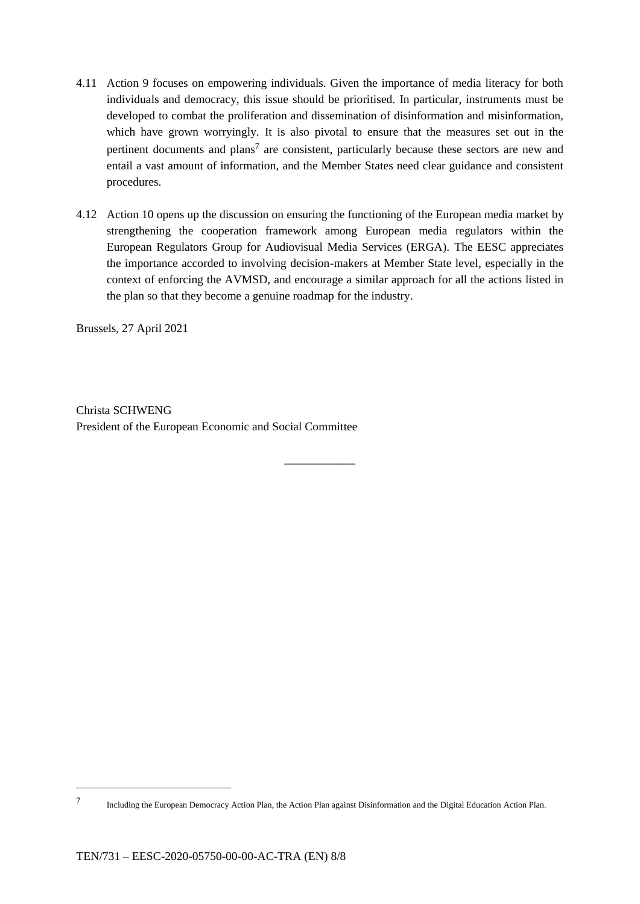4.11 Action 9 focuses on empowering individuals. Given the importance of media literacy for both individuals and democracy, this issue should be prioritised. In particular, instruments must be developed to combat the proliferation and dissemination of disinformation and misinformation, which have grown worryingly. It is also pivotal to ensure that the measures set out in the pertinent documents and plans[7] are consistent, particularly because these sectors are new and entail a vast amount of information, and the Member States need clear guidance and consistent procedures.

4.12 Action 10 opens up the discussion on ensuring the functioning of the European media market by strengthening the cooperation framework among European media regulators within the European Regulators Group for Audiovisual Media Services (ERGA). The EESC appreciates the importance accorded to involving decision-makers at Member State level, especially in the context of enforcing the AVMSD, and encourage a similar approach for all the actions listed in the plan so that they become a genuine roadmap for the industry.

Brussels, 27 April 2021

Christa SCHWENG
President of the European Economic and Social Committee

---

[7] Including the European Democracy Action Plan, the Action Plan against Disinformation and the Digital Education Action Plan.